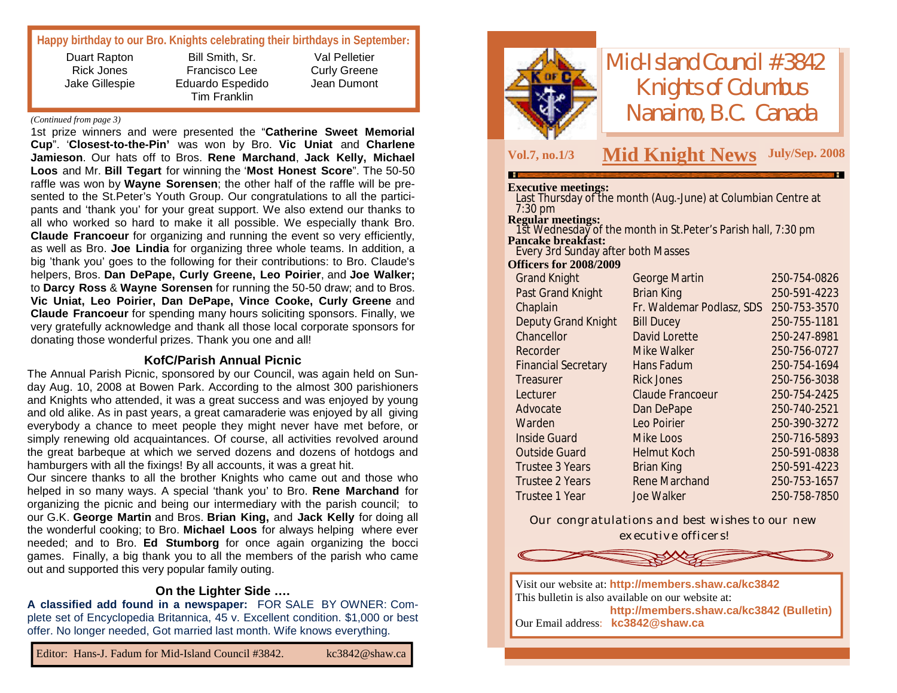**Happy birthday to our Bro. Knights celebrating their birthdays in September:**

| | | |
|---|---|---|
| Duart Rapton | Bill Smith, Sr. | Val Pelletier |
| Rick Jones | Francisco Lee | Curly Greene |
| Jake Gillespie | Eduardo Espedido | Jean Dumont |
| | Tim Franklin | |

*(Continued from page 3)*

1st prize winners and were presented the "**Catherine Sweet Memorial Cup**". '**Closest-to-the-Pin'** was won by Bro. **Vic Uniat** and **Charlene Jamieson**. Our hats off to Bros. **Rene Marchand**, **Jack Kelly, Michael Loos** and Mr. **Bill Tegart** for winning the '**Most Honest Score**". The 50-50 raffle was won by **Wayne Sorensen**; the other half of the raffle will be presented to the St.Peter's Youth Group. Our congratulations to all the participants and 'thank you' for your great support. We also extend our thanks to all who worked so hard to make it all possible. We especially thank Bro. **Claude Francoeur** for organizing and running the event so very efficiently, as well as Bro. **Joe Lindia** for organizing three whole teams. In addition, a big 'thank you' goes to the following for their contributions: to Bro. Claude's helpers, Bros. **Dan DePape, Curly Greene, Leo Poirier**, and **Joe Walker;** to **Darcy Ross** & **Wayne Sorensen** for running the 50-50 draw; and to Bros. **Vic Uniat, Leo Poirier, Dan DePape, Vince Cooke, Curly Greene** and **Claude Francoeur** for spending many hours soliciting sponsors. Finally, we very gratefully acknowledge and thank all those local corporate sponsors for donating those wonderful prizes. Thank you one and all!

### KofC/Parish Annual Picnic

The Annual Parish Picnic, sponsored by our Council, was again held on Sunday Aug. 10, 2008 at Bowen Park. According to the almost 300 parishioners and Knights who attended, it was a great success and was enjoyed by young and old alike. As in past years, a great camaraderie was enjoyed by all giving everybody a chance to meet people they might never have met before, or simply renewing old acquaintances. Of course, all activities revolved around the great barbeque at which we served dozens and dozens of hotdogs and hamburgers with all the fixings! By all accounts, it was a great hit.

Our sincere thanks to all the brother Knights who came out and those who helped in so many ways. A special 'thank you' to Bro. **Rene Marchand** for organizing the picnic and being our intermediary with the parish council; to our G.K. **George Martin** and Bros. **Brian King,** and **Jack Kelly** for doing all the wonderful cooking; to Bro. **Michael Loos** for always helping where ever needed; and to Bro. **Ed Stumborg** for once again organizing the bocci games. Finally, a big thank you to all the members of the parish who came out and supported this very popular family outing.

### On the Lighter Side ….

**A classified add found in a newspaper:** FOR SALE BY OWNER: Complete set of Encyclopedia Britannica, 45 v. Excellent condition. $1,000 or best offer. No longer needed, Got married last month. Wife knows everything.

Editor: Hans-J. Fadum for Mid-Island Council #3842. kc3842@shaw.ca

# Mid-Island Council #3842 Knights of Columbus Nanaimo, B.C. Canada

**Vol.7, no.1/3** — **Mid Knight News** — **July/Sep. 2008**

**Executive meetings:**
Last Thursday of the month (Aug.-June) at Columbian Centre at 7:30 pm

**Regular meetings:**
1st Wednesday of the month in St.Peter's Parish hall, 7:30 pm

**Pancake breakfast:**
Every 3rd Sunday after both Masses

**Officers for 2008/2009**

| Office | Name | Phone |
|---|---|---|
| Grand Knight | George Martin | 250-754-0826 |
| Past Grand Knight | Brian King | 250-591-4223 |
| Chaplain | Fr. Waldemar Podlasz, SDS | 250-753-3570 |
| Deputy Grand Knight | Bill Ducey | 250-755-1181 |
| Chancellor | David Lorette | 250-247-8981 |
| Recorder | Mike Walker | 250-756-0727 |
| Financial Secretary | Hans Fadum | 250-754-1694 |
| Treasurer | Rick Jones | 250-756-3038 |
| Lecturer | Claude Francoeur | 250-754-2425 |
| Advocate | Dan DePape | 250-740-2521 |
| Warden | Leo Poirier | 250-390-3272 |
| Inside Guard | Mike Loos | 250-716-5893 |
| Outside Guard | Helmut Koch | 250-591-0838 |
| Trustee 3 Years | Brian King | 250-591-4223 |
| Trustee 2 Years | Rene Marchand | 250-753-1657 |
| Trustee 1 Year | Joe Walker | 250-758-7850 |

Our congratulations and best wishes to our new executive officers!

Visit our website at: **http://members.shaw.ca/kc3842**
This bulletin is also available on our website at:
**http://members.shaw.ca/kc3842 (Bulletin)**
Our Email address: **kc3842@shaw.ca**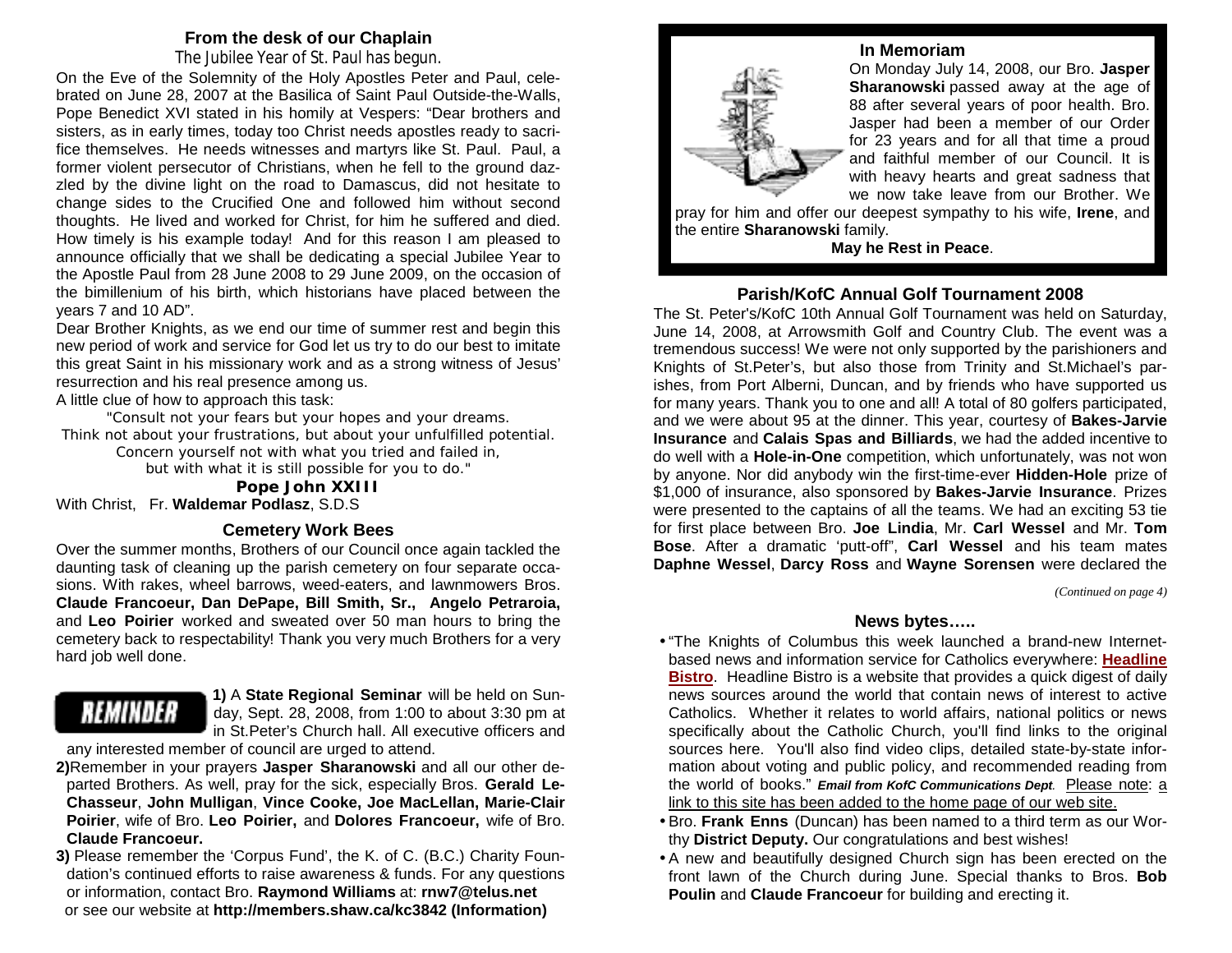## From the desk of our Chaplain

*The Jubilee Year of St. Paul has begun.*

On the Eve of the Solemnity of the Holy Apostles Peter and Paul, celebrated on June 28, 2007 at the Basilica of Saint Paul Outside-the-Walls, Pope Benedict XVI stated in his homily at Vespers: "Dear brothers and sisters, as in early times, today too Christ needs apostles ready to sacrifice themselves. He needs witnesses and martyrs like St. Paul. Paul, a former violent persecutor of Christians, when he fell to the ground dazzled by the divine light on the road to Damascus, did not hesitate to change sides to the Crucified One and followed him without second thoughts. He lived and worked for Christ, for him he suffered and died. How timely is his example today! And for this reason I am pleased to announce officially that we shall be dedicating a special Jubilee Year to the Apostle Paul from 28 June 2008 to 29 June 2009, on the occasion of the bimillenium of his birth, which historians have placed between the years 7 and 10 AD".

Dear Brother Knights, as we end our time of summer rest and begin this new period of work and service for God let us try to do our best to imitate this great Saint in his missionary work and as a strong witness of Jesus' resurrection and his real presence among us.

A little clue of how to approach this task:

"Consult not your fears but your hopes and your dreams.
Think not about your frustrations, but about your unfulfilled potential.
Concern yourself not with what you tried and failed in,
but with what it is still possible for you to do."

**Pope John XXIII**

With Christ, Fr. **Waldemar Podlasz**, S.D.S

## Cemetery Work Bees

Over the summer months, Brothers of our Council once again tackled the daunting task of cleaning up the parish cemetery on four separate occasions. With rakes, wheel barrows, weed-eaters, and lawnmowers Bros. **Claude Francoeur, Dan DePape, Bill Smith, Sr., Angelo Petraroia,** and **Leo Poirier** worked and sweated over 50 man hours to bring the cemetery back to respectability! Thank you very much Brothers for a very hard job well done.

**REMINDER**

**1)** A **State Regional Seminar** will be held on Sunday, Sept. 28, 2008, from 1:00 to about 3:30 pm at in St.Peter's Church hall. All executive officers and any interested member of council are urged to attend.

**2)**Remember in your prayers **Jasper Sharanowski** and all our other departed Brothers. As well, pray for the sick, especially Bros. **Gerald LeChasseur**, **John Mulligan**, **Vince Cooke, Joe MacLellan, Marie-Clair Poirier**, wife of Bro. **Leo Poirier,** and **Dolores Francoeur,** wife of Bro. **Claude Francoeur.**

**3)** Please remember the 'Corpus Fund', the K. of C. (B.C.) Charity Foundation's continued efforts to raise awareness & funds. For any questions or information, contact Bro. **Raymond Williams** at: **rnw7@telus.net** or see our website at **http://members.shaw.ca/kc3842 (Information)**

## In Memoriam

On Monday July 14, 2008, our Bro. **Jasper Sharanowski** passed away at the age of 88 after several years of poor health. Bro. Jasper had been a member of our Order for 23 years and for all that time a proud and faithful member of our Council. It is with heavy hearts and great sadness that we now take leave from our Brother. We pray for him and offer our deepest sympathy to his wife, **Irene**, and the entire **Sharanowski** family.

**May he Rest in Peace**.

## Parish/KofC Annual Golf Tournament 2008

The St. Peter's/KofC 10th Annual Golf Tournament was held on Saturday, June 14, 2008, at Arrowsmith Golf and Country Club. The event was a tremendous success! We were not only supported by the parishioners and Knights of St.Peter's, but also those from Trinity and St.Michael's parishes, from Port Alberni, Duncan, and by friends who have supported us for many years. Thank you to one and all! A total of 80 golfers participated, and we were about 95 at the dinner. This year, courtesy of **Bakes-Jarvie Insurance** and **Calais Spas and Billiards**, we had the added incentive to do well with a **Hole-in-One** competition, which unfortunately, was not won by anyone. Nor did anybody win the first-time-ever **Hidden-Hole** prize of $1,000 of insurance, also sponsored by **Bakes-Jarvie Insurance**. Prizes were presented to the captains of all the teams. We had an exciting 53 tie for first place between Bro. **Joe Lindia**, Mr. **Carl Wessel** and Mr. **Tom Bose**. After a dramatic 'putt-off", **Carl Wessel** and his team mates **Daphne Wessel**, **Darcy Ross** and **Wayne Sorensen** were declared the

*(Continued on page 4)*

## News bytes…..

- "The Knights of Columbus this week launched a brand-new Internet-based news and information service for Catholics everywhere: **Headline Bistro**. Headline Bistro is a website that provides a quick digest of daily news sources around the world that contain news of interest to active Catholics. Whether it relates to world affairs, national politics or news specifically about the Catholic Church, you'll find links to the original sources here. You'll also find video clips, detailed state-by-state information about voting and public policy, and recommended reading from the world of books." ***Email from KofC Communications Dept**.* Please note: a link to this site has been added to the home page of our web site.
- Bro. **Frank Enns** (Duncan) has been named to a third term as our Worthy **District Deputy.** Our congratulations and best wishes!
- A new and beautifully designed Church sign has been erected on the front lawn of the Church during June. Special thanks to Bros. **Bob Poulin** and **Claude Francoeur** for building and erecting it.